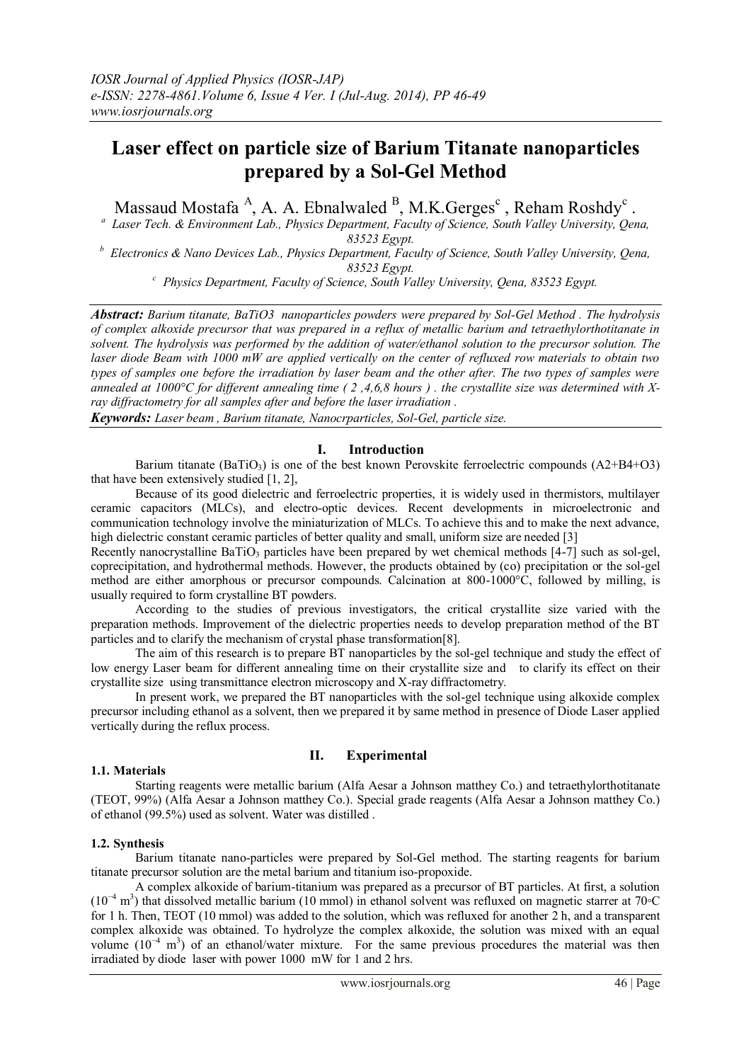# Laser effect on particle size of Barium Titanate nanoparticles prepared by a Sol-Gel Method

Massaud Mostafa [A], A. A. Ebnalwaled [B], M.K.Gerges[c] , Reham Roshdy[c] .

[a] Laser Tech. & Environment Lab., Physics Department, Faculty of Science, South Valley University, Qena, 83523 Egypt.

[b] Electronics & Nano Devices Lab., Physics Department, Faculty of Science, South Valley University, Qena, 83523 Egypt.

[c] Physics Department, Faculty of Science, South Valley University, Qena, 83523 Egypt.

***Abstract:*** *Barium titanate, BaTiO3 nanoparticles powders were prepared by Sol-Gel Method . The hydrolysis of complex alkoxide precursor that was prepared in a reflux of metallic barium and tetraethylorthotitanate in solvent. The hydrolysis was performed by the addition of water/ethanol solution to the precursor solution. The laser diode Beam with 1000 mW are applied vertically on the center of refluxed row materials to obtain two types of samples one before the irradiation by laser beam and the other after. The two types of samples were annealed at 1000°C for different annealing time ( 2 ,4,6,8 hours ) . the crystallite size was determined with X-ray diffractometry for all samples after and before the laser irradiation .*

***Keywords:*** *Laser beam , Barium titanate, Nanocrparticles, Sol-Gel, particle size.*

## I. Introduction

Barium titanate ($BaTiO_3$) is one of the best known Perovskite ferroelectric compounds (A2+B4+O3) that have been extensively studied [1, 2],

Because of its good dielectric and ferroelectric properties, it is widely used in thermistors, multilayer ceramic capacitors (MLCs), and electro-optic devices. Recent developments in microelectronic and communication technology involve the miniaturization of MLCs. To achieve this and to make the next advance, high dielectric constant ceramic particles of better quality and small, uniform size are needed [3]

Recently nanocrystalline $BaTiO_3$ particles have been prepared by wet chemical methods [4-7] such as sol-gel, coprecipitation, and hydrothermal methods. However, the products obtained by (co) precipitation or the sol-gel method are either amorphous or precursor compounds. Calcination at 800-1000°C, followed by milling, is usually required to form crystalline BT powders.

According to the studies of previous investigators, the critical crystallite size varied with the preparation methods. Improvement of the dielectric properties needs to develop preparation method of the BT particles and to clarify the mechanism of crystal phase transformation[8].

The aim of this research is to prepare BT nanoparticles by the sol-gel technique and study the effect of low energy Laser beam for different annealing time on their crystallite size and to clarify its effect on their crystallite size using transmittance electron microscopy and X-ray diffractometry.

In present work, we prepared the BT nanoparticles with the sol-gel technique using alkoxide complex precursor including ethanol as a solvent, then we prepared it by same method in presence of Diode Laser applied vertically during the reflux process.

## II. Experimental

### 1.1. Materials

Starting reagents were metallic barium (Alfa Aesar a Johnson matthey Co.) and tetraethylorthotitanate (TEOT, 99%) (Alfa Aesar a Johnson matthey Co.). Special grade reagents (Alfa Aesar a Johnson matthey Co.) of ethanol (99.5%) used as solvent. Water was distilled .

### 1.2. Synthesis

Barium titanate nano-particles were prepared by Sol-Gel method. The starting reagents for barium titanate precursor solution are the metal barium and titanium iso-propoxide.

A complex alkoxide of barium-titanium was prepared as a precursor of BT particles. At first, a solution ($10^{-4}$ $m^3$) that dissolved metallic barium (10 mmol) in ethanol solvent was refluxed on magnetic starrer at 70◦C for 1 h. Then, TEOT (10 mmol) was added to the solution, which was refluxed for another 2 h, and a transparent complex alkoxide was obtained. To hydrolyze the complex alkoxide, the solution was mixed with an equal volume ($10^{-4}$ $m^3$) of an ethanol/water mixture. For the same previous procedures the material was then irradiated by diode laser with power 1000 mW for 1 and 2 hrs.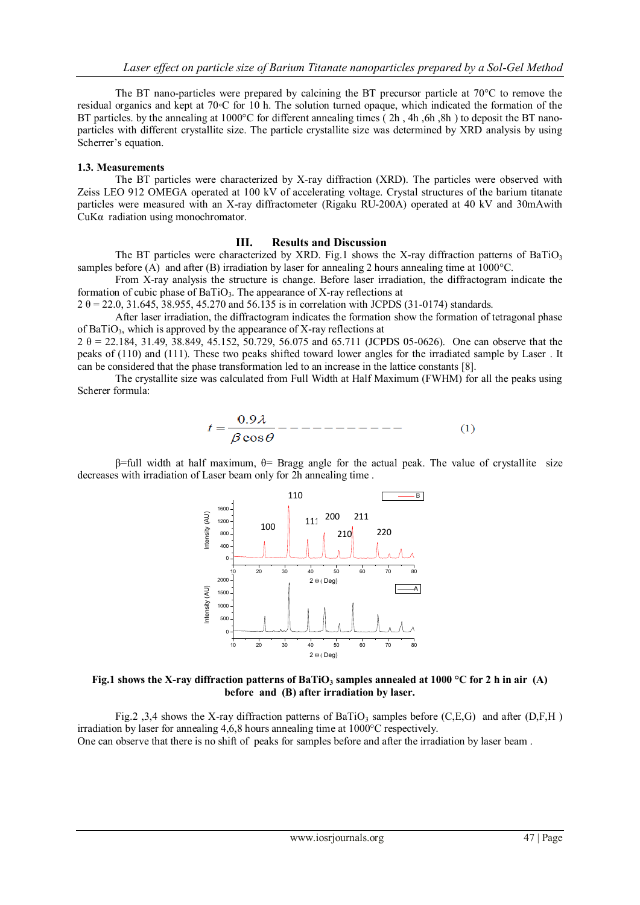The BT nano-particles were prepared by calcining the BT precursor particle at 70°C to remove the residual organics and kept at 70◦C for 10 h. The solution turned opaque, which indicated the formation of the BT particles. by the annealing at 1000°C for different annealing times ( 2h , 4h ,6h ,8h ) to deposit the BT nano-particles with different crystallite size. The particle crystallite size was determined by XRD analysis by using Scherrer's equation.

### 1.3. Measurements

The BT particles were characterized by X-ray diffraction (XRD). The particles were observed with Zeiss LEO 912 OMEGA operated at 100 kV of accelerating voltage. Crystal structures of the barium titanate particles were measured with an X-ray diffractometer (Rigaku RU-200A) operated at 40 kV and 30mAwith CuKα radiation using monochromator.

## III. Results and Discussion

The BT particles were characterized by XRD. Fig.1 shows the X-ray diffraction patterns of $BaTiO_3$ samples before (A) and after (B) irradiation by laser for annealing 2 hours annealing time at 1000°C.

From X-ray analysis the structure is change. Before laser irradiation, the diffractogram indicate the formation of cubic phase of $BaTiO_3$. The appearance of X-ray reflections at

$2\theta$ = 22.0, 31.645, 38.955, 45.270 and 56.135 is in correlation with JCPDS (31-0174) standards.

After laser irradiation, the diffractogram indicates the formation show the formation of tetragonal phase of $BaTiO_3$, which is approved by the appearance of X-ray reflections at

$2\theta$ = 22.184, 31.49, 38.849, 45.152, 50.729, 56.075 and 65.711 (JCPDS 05-0626). One can observe that the peaks of (110) and (111). These two peaks shifted toward lower angles for the irradiated sample by Laser . It can be considered that the phase transformation led to an increase in the lattice constants [8].

The crystallite size was calculated from Full Width at Half Maximum (FWHM) for all the peaks using Scherer formula:

$$t = \frac{0.9\lambda}{\beta\cos\theta} \qquad (1)$$

β=full width at half maximum, θ= Bragg angle for the actual peak. The value of crystallite size decreases with irradiation of Laser beam only for 2h annealing time .

**Fig.1 shows the X-ray diffraction patterns of $BaTiO_3$ samples annealed at 1000 °C for 2 h in air (A) before and (B) after irradiation by laser.**

Fig.2 ,3,4 shows the X-ray diffraction patterns of $BaTiO_3$ samples before (C,E,G) and after (D,F,H ) irradiation by laser for annealing 4,6,8 hours annealing time at 1000°C respectively.

One can observe that there is no shift of peaks for samples before and after the irradiation by laser beam .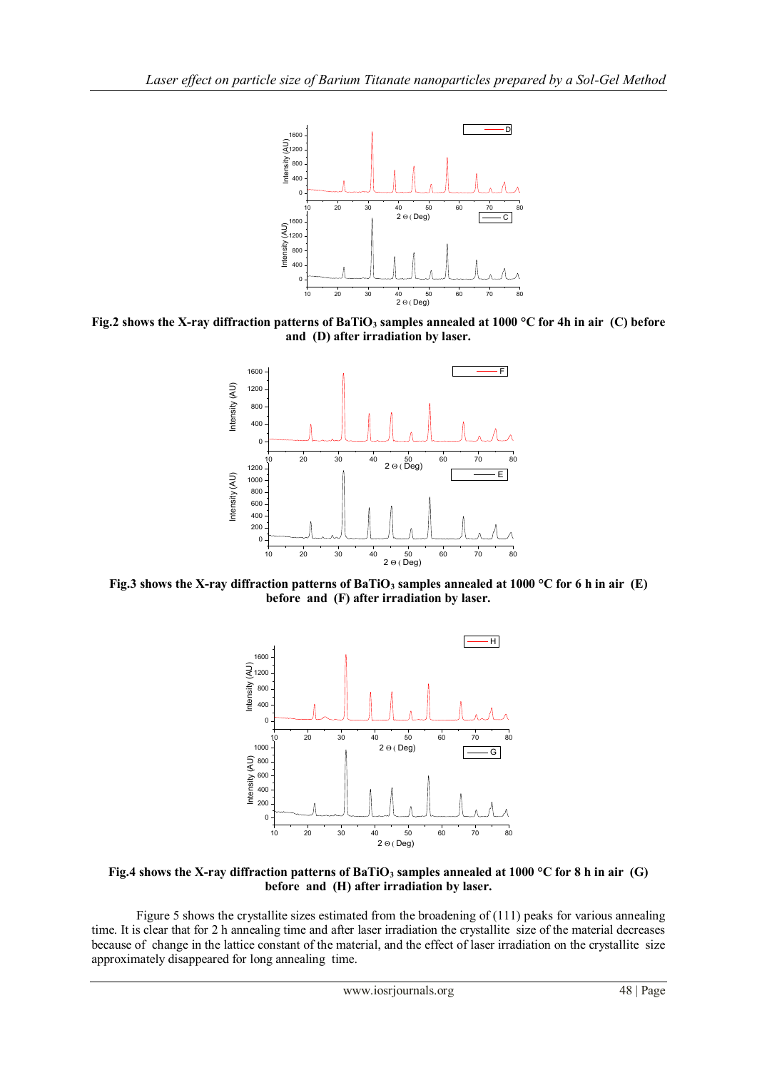**Fig.2 shows the X-ray diffraction patterns of $BaTiO_3$ samples annealed at 1000 °C for 4h in air (C) before and (D) after irradiation by laser.**

**Fig.3 shows the X-ray diffraction patterns of $BaTiO_3$ samples annealed at 1000 °C for 6 h in air (E) before and (F) after irradiation by laser.**

**Fig.4 shows the X-ray diffraction patterns of $BaTiO_3$ samples annealed at 1000 °C for 8 h in air (G) before and (H) after irradiation by laser.**

Figure 5 shows the crystallite sizes estimated from the broadening of (111) peaks for various annealing time. It is clear that for 2 h annealing time and after laser irradiation the crystallite size of the material decreases because of change in the lattice constant of the material, and the effect of laser irradiation on the crystallite size approximately disappeared for long annealing time.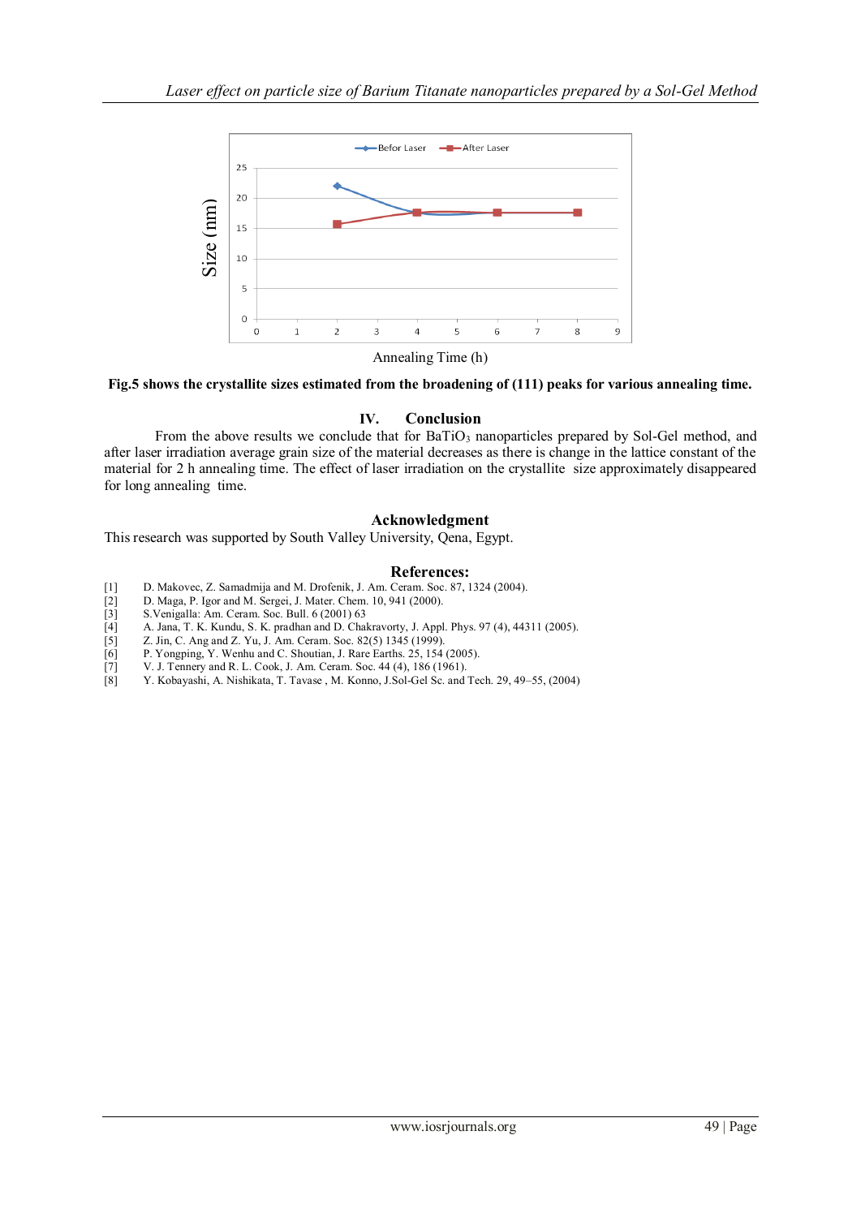Befor Laser
After Laser

25
20
15
10
5
0

Size (nm)

0 1 2 3 4 5 6 7 8 9

Annealing Time (h)

**Fig.5 shows the crystallite sizes estimated from the broadening of (111) peaks for various annealing time.**

## IV. Conclusion

From the above results we conclude that for $BaTiO_3$ nanoparticles prepared by Sol-Gel method, and after laser irradiation average grain size of the material decreases as there is change in the lattice constant of the material for 2 h annealing time. The effect of laser irradiation on the crystallite size approximately disappeared for long annealing time.

## Acknowledgment

This research was supported by South Valley University, Qena, Egypt.

## References:

[1] D. Makovec, Z. Samadmija and M. Drofenik, J. Am. Ceram. Soc. 87, 1324 (2004).
[2] D. Maga, P. Igor and M. Sergei, J. Mater. Chem. 10, 941 (2000).
[3] S.Venigalla: Am. Ceram. Soc. Bull. 6 (2001) 63
[4] A. Jana, T. K. Kundu, S. K. pradhan and D. Chakravorty, J. Appl. Phys. 97 (4), 44311 (2005).
[5] Z. Jin, C. Ang and Z. Yu, J. Am. Ceram. Soc. 82(5) 1345 (1999).
[6] P. Yongping, Y. Wenhu and C. Shoutian, J. Rare Earths. 25, 154 (2005).
[7] V. J. Tennery and R. L. Cook, J. Am. Ceram. Soc. 44 (4), 186 (1961).
[8] Y. Kobayashi, A. Nishikata, T. Tavase , M. Konno, J.Sol-Gel Sc. and Tech. 29, 49–55, (2004)